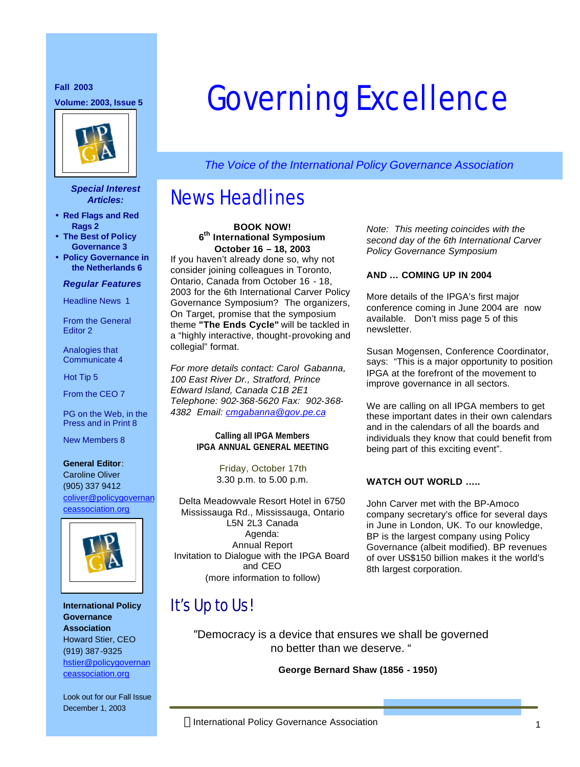# Governing Excellence

*The Voice of the International Policy Governance Association*

Fall 2003

Volume: 2003, Issue 5

***Special Interest Articles:***

- **Red Flags and Red Rags 2**
- **The Best of Policy Governance 3**
- **Policy Governance in the Netherlands 6**

***Regular Features***

Headline News 1

From the General Editor 2

Analogies that Communicate 4

Hot Tip 5

From the CEO 7

PG on the Web, in the Press and in Print 8

New Members 8

**General Editor**: Caroline Oliver
(905) 337 9412
coliver@policygovernanceassociation.org

**International Policy Governance Association**
Howard Stier, CEO
(919) 387-9325
hstier@policygovernanceassociation.org

Look out for our Fall Issue December 1, 2003

## News Headlines

**BOOK NOW!**
**6th International Symposium**
**October 16 – 18, 2003**

If you haven't already done so, why not consider joining colleagues in Toronto, Ontario, Canada from October 16 - 18, 2003 for the 6th International Carver Policy Governance Symposium? The organizers, On Target, promise that the symposium theme **"The Ends Cycle"** will be tackled in a "highly interactive, thought-provoking and collegial" format.

*For more details contact: Carol Gabanna, 100 East River Dr., Stratford, Prince Edward Island, Canada C1B 2E1 Telephone: 902-368-5620 Fax: 902-368-4382 Email: cmgabanna@gov.pe.ca*

**Calling all IPGA Members**
**IPGA ANNUAL GENERAL MEETING**

Friday, October 17th
3.30 p.m. to 5.00 p.m.

Delta Meadowvale Resort Hotel in 6750 Mississauga Rd., Mississauga, Ontario L5N 2L3 Canada
Agenda:
Annual Report
Invitation to Dialogue with the IPGA Board and CEO
(more information to follow)

*Note: This meeting coincides with the second day of the 6th International Carver Policy Governance Symposium*

**AND … COMING UP IN 2004**

More details of the IPGA's first major conference coming in June 2004 are now available. Don't miss page 5 of this newsletter.

Susan Mogensen, Conference Coordinator, says: "This is a major opportunity to position IPGA at the forefront of the movement to improve governance in all sectors.

We are calling on all IPGA members to get these important dates in their own calendars and in the calendars of all the boards and individuals they know that could benefit from being part of this exciting event".

**WATCH OUT WORLD …..**

John Carver met with the BP-Amoco company secretary's office for several days in June in London, UK. To our knowledge, BP is the largest company using Policy Governance (albeit modified). BP revenues of over US$150 billion makes it the world's 8th largest corporation.

## It's Up to Us!

"Democracy is a device that ensures we shall be governed no better than we deserve. "

**George Bernard Shaw (1856 - 1950)**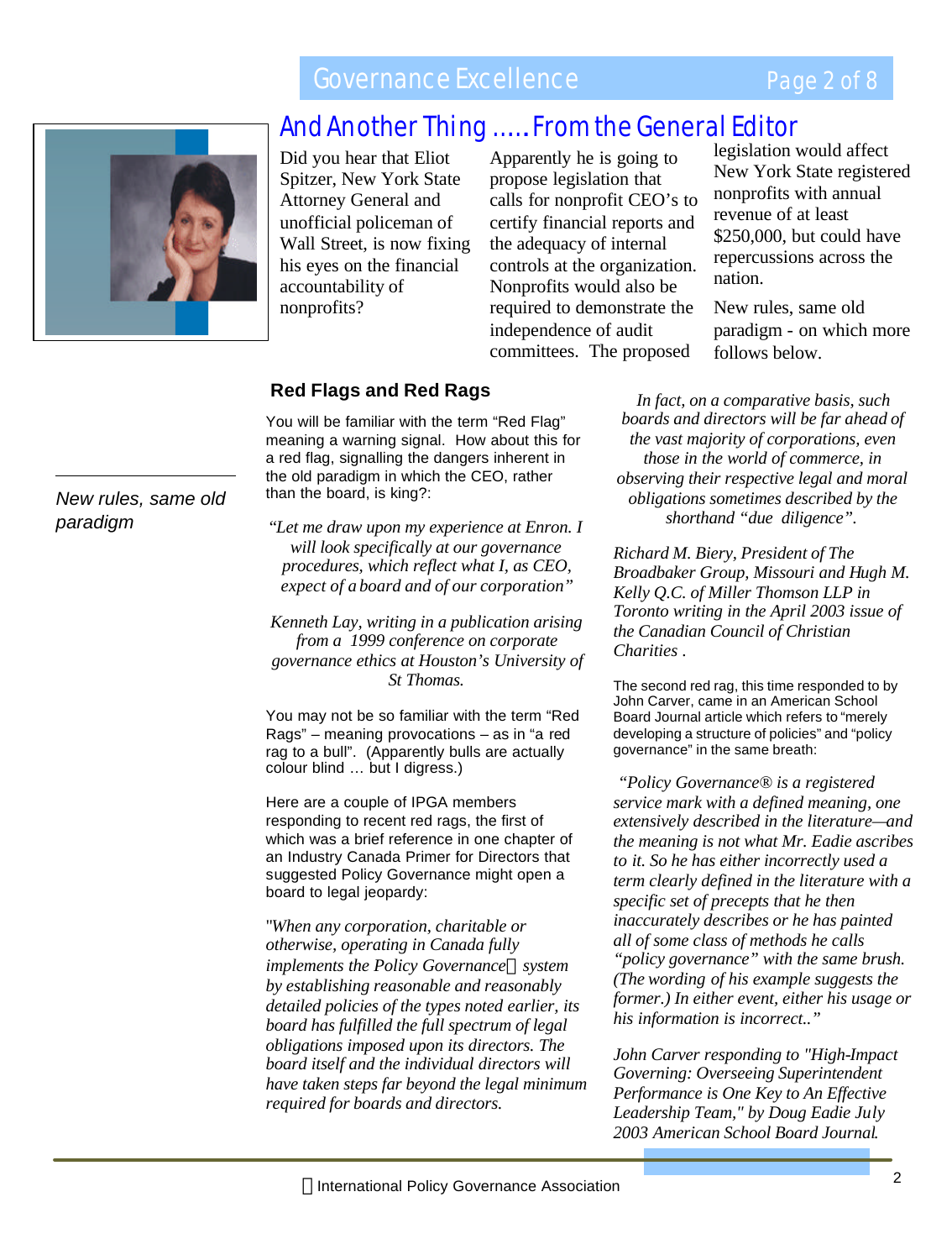## And Another Thing .....From the General Editor

Did you hear that Eliot Spitzer, New York State Attorney General and unofficial policeman of Wall Street, is now fixing his eyes on the financial accountability of nonprofits?

Apparently he is going to propose legislation that calls for nonprofit CEO's to certify financial reports and the adequacy of internal controls at the organization. Nonprofits would also be required to demonstrate the independence of audit committees. The proposed legislation would affect New York State registered nonprofits with annual revenue of at least $250,000, but could have repercussions across the nation.

New rules, same old paradigm - on which more follows below.

### Red Flags and Red Rags

*New rules, same old paradigm*

You will be familiar with the term "Red Flag" meaning a warning signal. How about this for a red flag, signalling the dangers inherent in the old paradigm in which the CEO, rather than the board, is king?:

*"Let me draw upon my experience at Enron. I will look specifically at our governance procedures, which reflect what I, as CEO, expect of a board and of our corporation"*

*Kenneth Lay, writing in a publication arising from a 1999 conference on corporate governance ethics at Houston's University of St Thomas.*

You may not be so familiar with the term "Red Rags" – meaning provocations – as in "a red rag to a bull". (Apparently bulls are actually colour blind … but I digress.)

Here are a couple of IPGA members responding to recent red rags, the first of which was a brief reference in one chapter of an Industry Canada Primer for Directors that suggested Policy Governance might open a board to legal jeopardy:

*"When any corporation, charitable or otherwise, operating in Canada fully implements the Policy Governance system by establishing reasonable and reasonably detailed policies of the types noted earlier, its board has fulfilled the full spectrum of legal obligations imposed upon its directors. The board itself and the individual directors will have taken steps far beyond the legal minimum required for boards and directors.*

*In fact, on a comparative basis, such boards and directors will be far ahead of the vast majority of corporations, even those in the world of commerce, in observing their respective legal and moral obligations sometimes described by the shorthand "due diligence".*

*Richard M. Biery, President of The Broadbaker Group, Missouri and Hugh M. Kelly Q.C. of Miller Thomson LLP in Toronto writing in the April 2003 issue of the Canadian Council of Christian Charities .*

The second red rag, this time responded to by John Carver, came in an American School Board Journal article which refers to "merely developing a structure of policies" and "policy governance" in the same breath:

*"Policy Governance® is a registered service mark with a defined meaning, one extensively described in the literature—and the meaning is not what Mr. Eadie ascribes to it. So he has either incorrectly used a term clearly defined in the literature with a specific set of precepts that he then inaccurately describes or he has painted all of some class of methods he calls "policy governance" with the same brush. (The wording of his example suggests the former.) In either event, either his usage or his information is incorrect.."*

*John Carver responding to "High-Impact Governing: Overseeing Superintendent Performance is One Key to An Effective Leadership Team," by Doug Eadie July 2003 American School Board Journal.*

International Policy Governance Association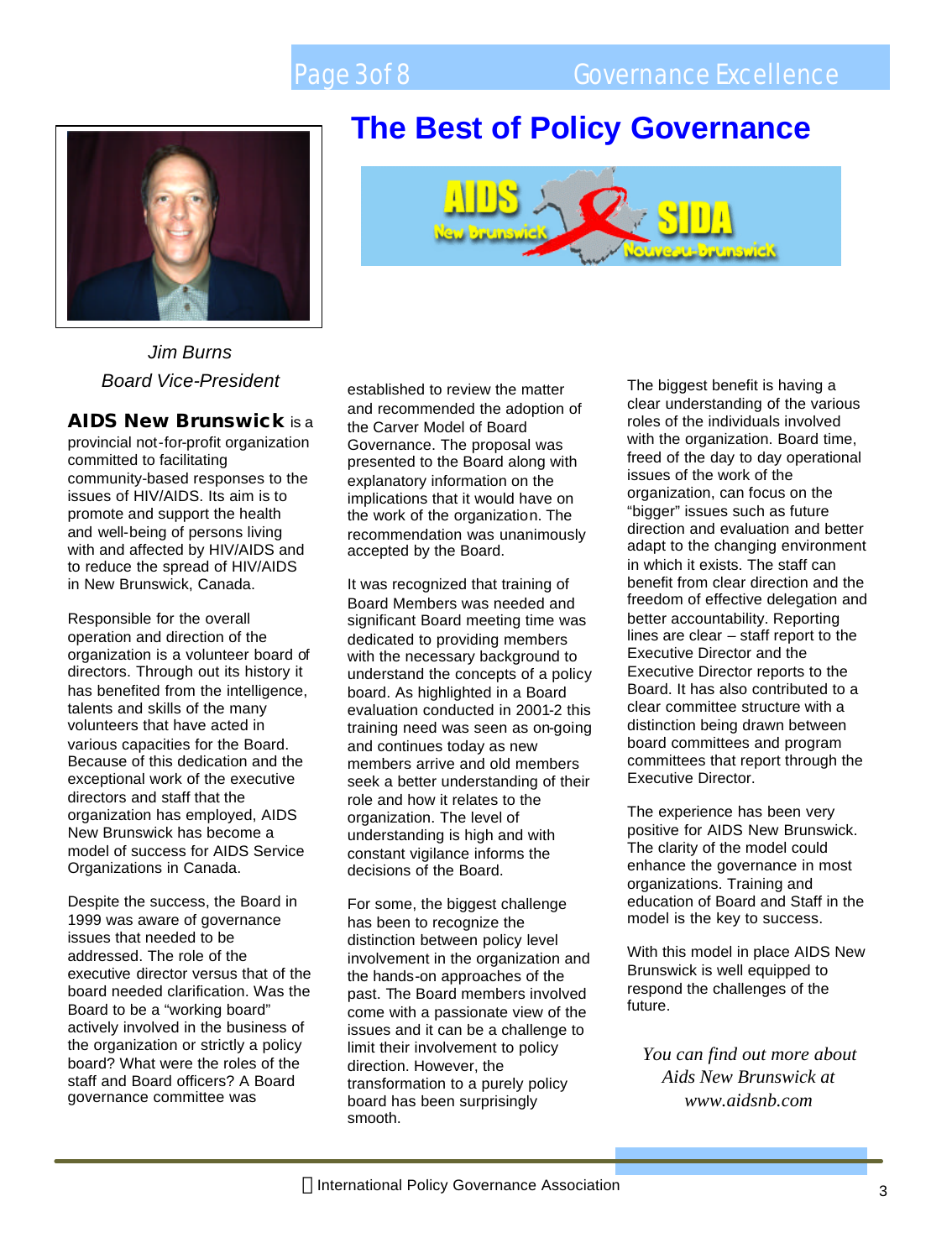# The Best of Policy Governance

*Jim Burns*
*Board Vice-President*

**AIDS New Brunswick** is a provincial not-for-profit organization committed to facilitating community-based responses to the issues of HIV/AIDS. Its aim is to promote and support the health and well-being of persons living with and affected by HIV/AIDS and to reduce the spread of HIV/AIDS in New Brunswick, Canada.

Responsible for the overall operation and direction of the organization is a volunteer board of directors. Through out its history it has benefited from the intelligence, talents and skills of the many volunteers that have acted in various capacities for the Board. Because of this dedication and the exceptional work of the executive directors and staff that the organization has employed, AIDS New Brunswick has become a model of success for AIDS Service Organizations in Canada.

Despite the success, the Board in 1999 was aware of governance issues that needed to be addressed. The role of the executive director versus that of the board needed clarification. Was the Board to be a "working board" actively involved in the business of the organization or strictly a policy board? What were the roles of the staff and Board officers? A Board governance committee was established to review the matter and recommended the adoption of the Carver Model of Board Governance. The proposal was presented to the Board along with explanatory information on the implications that it would have on the work of the organization. The recommendation was unanimously accepted by the Board.

It was recognized that training of Board Members was needed and significant Board meeting time was dedicated to providing members with the necessary background to understand the concepts of a policy board. As highlighted in a Board evaluation conducted in 2001-2 this training need was seen as on-going and continues today as new members arrive and old members seek a better understanding of their role and how it relates to the organization. The level of understanding is high and with constant vigilance informs the decisions of the Board.

For some, the biggest challenge has been to recognize the distinction between policy level involvement in the organization and the hands-on approaches of the past. The Board members involved come with a passionate view of the issues and it can be a challenge to limit their involvement to policy direction. However, the transformation to a purely policy board has been surprisingly smooth.

The biggest benefit is having a clear understanding of the various roles of the individuals involved with the organization. Board time, freed of the day to day operational issues of the work of the organization, can focus on the "bigger" issues such as future direction and evaluation and better adapt to the changing environment in which it exists. The staff can benefit from clear direction and the freedom of effective delegation and better accountability. Reporting lines are clear – staff report to the Executive Director and the Executive Director reports to the Board. It has also contributed to a clear committee structure with a distinction being drawn between board committees and program committees that report through the Executive Director.

The experience has been very positive for AIDS New Brunswick. The clarity of the model could enhance the governance in most organizations. Training and education of Board and Staff in the model is the key to success.

With this model in place AIDS New Brunswick is well equipped to respond the challenges of the future.

*You can find out more about Aids New Brunswick at www.aidsnb.com*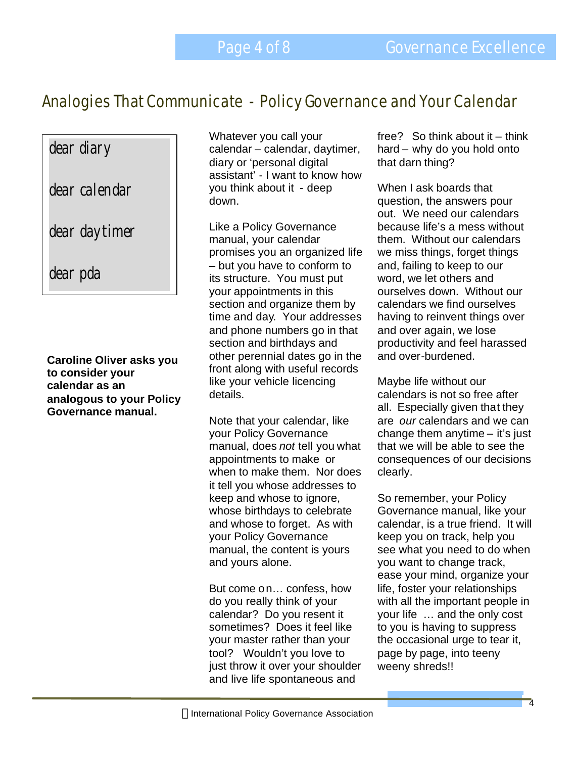## Analogies That Communicate - Policy Governance and Your Calendar

dear diary

dear calendar

dear daytimer

dear pda

**Caroline Oliver asks you to consider your calendar as an analogous to your Policy Governance manual.**

Whatever you call your calendar – calendar, daytimer, diary or 'personal digital assistant' - I want to know how you think about it - deep down.

Like a Policy Governance manual, your calendar promises you an organized life – but you have to conform to its structure. You must put your appointments in this section and organize them by time and day. Your addresses and phone numbers go in that section and birthdays and other perennial dates go in the front along with useful records like your vehicle licencing details.

Note that your calendar, like your Policy Governance manual, does *not* tell you what appointments to make or when to make them. Nor does it tell you whose addresses to keep and whose to ignore, whose birthdays to celebrate and whose to forget. As with your Policy Governance manual, the content is yours and yours alone.

But come on… confess, how do you really think of your calendar? Do you resent it sometimes? Does it feel like your master rather than your tool? Wouldn't you love to just throw it over your shoulder and live life spontaneous and free? So think about it – think hard – why do you hold onto that darn thing?

When I ask boards that question, the answers pour out. We need our calendars because life's a mess without them. Without our calendars we miss things, forget things and, failing to keep to our word, we let others and ourselves down. Without our calendars we find ourselves having to reinvent things over and over again, we lose productivity and feel harassed and over-burdened.

Maybe life without our calendars is not so free after all. Especially given that they are *our* calendars and we can change them anytime – it's just that we will be able to see the consequences of our decisions clearly.

So remember, your Policy Governance manual, like your calendar, is a true friend. It will keep you on track, help you see what you need to do when you want to change track, ease your mind, organize your life, foster your relationships with all the important people in your life … and the only cost to you is having to suppress the occasional urge to tear it, page by page, into teeny weeny shreds!!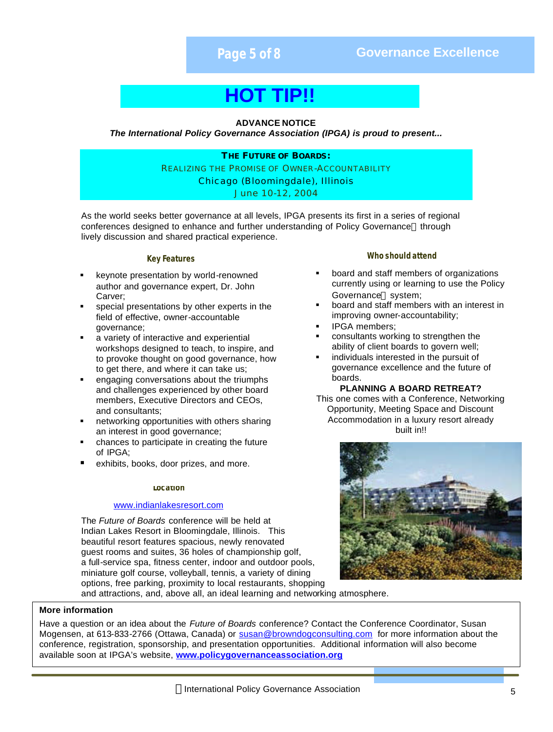# HOT TIP!!

**ADVANCE NOTICE**

***The International Policy Governance Association (IPGA) is proud to present...***

**THE FUTURE OF BOARDS:**

REALIZING THE PROMISE OF OWNER-ACCOUNTABILITY

Chicago (Bloomingdale), Illinois

June 10-12, 2004

As the world seeks better governance at all levels, IPGA presents its first in a series of regional conferences designed to enhance and further understanding of Policy Governance through lively discussion and shared practical experience.

### Key Features

- keynote presentation by world-renowned author and governance expert, Dr. John Carver;
- special presentations by other experts in the field of effective, owner-accountable governance;
- a variety of interactive and experiential workshops designed to teach, to inspire, and to provoke thought on good governance, how to get there, and where it can take us;
- engaging conversations about the triumphs and challenges experienced by other board members, Executive Directors and CEOs, and consultants;
- networking opportunities with others sharing an interest in good governance;
- chances to participate in creating the future of IPGA;
- exhibits, books, door prizes, and more.

### Who should attend

- board and staff members of organizations currently using or learning to use the Policy Governance system;
- board and staff members with an interest in improving owner-accountability;
- IPGA members;
- consultants working to strengthen the ability of client boards to govern well;
- individuals interested in the pursuit of governance excellence and the future of boards.

**PLANNING A BOARD RETREAT?**

This one comes with a Conference, Networking Opportunity, Meeting Space and Discount Accommodation in a luxury resort already built in!!

### Location

www.indianlakesresort.com

The *Future of Boards* conference will be held at Indian Lakes Resort in Bloomingdale, Illinois. This beautiful resort features spacious, newly renovated guest rooms and suites, 36 holes of championship golf, a full-service spa, fitness center, indoor and outdoor pools, miniature golf course, volleyball, tennis, a variety of dining options, free parking, proximity to local restaurants, shopping and attractions, and, above all, an ideal learning and networking atmosphere.

**More information**

Have a question or an idea about the *Future of Boards* conference? Contact the Conference Coordinator, Susan Mogensen, at 613-833-2766 (Ottawa, Canada) or susan@browndogconsulting.com for more information about the conference, registration, sponsorship, and presentation opportunities. Additional information will also become available soon at IPGA's website, **www.policygovernanceassociation.org**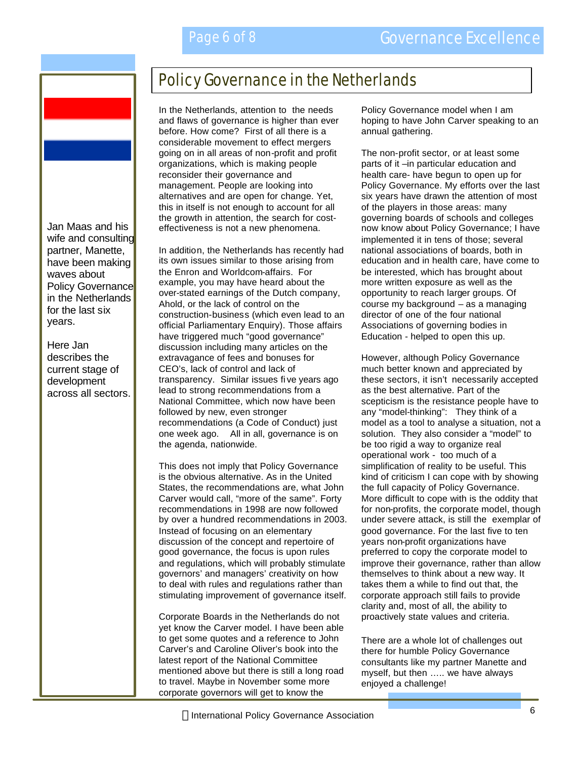# Policy Governance in the Netherlands

Jan Maas and his wife and consulting partner, Manette, have been making waves about Policy Governance in the Netherlands for the last six years.

Here Jan describes the current stage of development across all sectors.

In the Netherlands, attention to the needs and flaws of governance is higher than ever before. How come? First of all there is a considerable movement to effect mergers going on in all areas of non-profit and profit organizations, which is making people reconsider their governance and management. People are looking into alternatives and are open for change. Yet, this in itself is not enough to account for all the growth in attention, the search for cost-effectiveness is not a new phenomena.

In addition, the Netherlands has recently had its own issues similar to those arising from the Enron and Worldcom-affairs. For example, you may have heard about the over-stated earnings of the Dutch company, Ahold, or the lack of control on the construction-business (which even lead to an official Parliamentary Enquiry). Those affairs have triggered much "good governance" discussion including many articles on the extravagance of fees and bonuses for CEO's, lack of control and lack of transparency. Similar issues five years ago lead to strong recommendations from a National Committee, which now have been followed by new, even stronger recommendations (a Code of Conduct) just one week ago. All in all, governance is on the agenda, nationwide.

This does not imply that Policy Governance is the obvious alternative. As in the United States, the recommendations are, what John Carver would call, "more of the same". Forty recommendations in 1998 are now followed by over a hundred recommendations in 2003. Instead of focusing on an elementary discussion of the concept and repertoire of good governance, the focus is upon rules and regulations, which will probably stimulate governors' and managers' creativity on how to deal with rules and regulations rather than stimulating improvement of governance itself.

Corporate Boards in the Netherlands do not yet know the Carver model. I have been able to get some quotes and a reference to John Carver's and Caroline Oliver's book into the latest report of the National Committee mentioned above but there is still a long road to travel. Maybe in November some more corporate governors will get to know the Policy Governance model when I am hoping to have John Carver speaking to an annual gathering.

The non-profit sector, or at least some parts of it –in particular education and health care- have begun to open up for Policy Governance. My efforts over the last six years have drawn the attention of most of the players in those areas: many governing boards of schools and colleges now know about Policy Governance; I have implemented it in tens of those; several national associations of boards, both in education and in health care, have come to be interested, which has brought about more written exposure as well as the opportunity to reach larger groups. Of course my background – as a managing director of one of the four national Associations of governing bodies in Education - helped to open this up.

However, although Policy Governance much better known and appreciated by these sectors, it isn't necessarily accepted as the best alternative. Part of the scepticism is the resistance people have to any "model-thinking": They think of a model as a tool to analyse a situation, not a solution. They also consider a "model" to be too rigid a way to organize real operational work - too much of a simplification of reality to be useful. This kind of criticism I can cope with by showing the full capacity of Policy Governance. More difficult to cope with is the oddity that for non-profits, the corporate model, though under severe attack, is still the exemplar of good governance. For the last five to ten years non-profit organizations have preferred to copy the corporate model to improve their governance, rather than allow themselves to think about a new way. It takes them a while to find out that, the corporate approach still fails to provide clarity and, most of all, the ability to proactively state values and criteria.

There are a whole lot of challenges out there for humble Policy Governance consultants like my partner Manette and myself, but then ….. we have always enjoyed a challenge!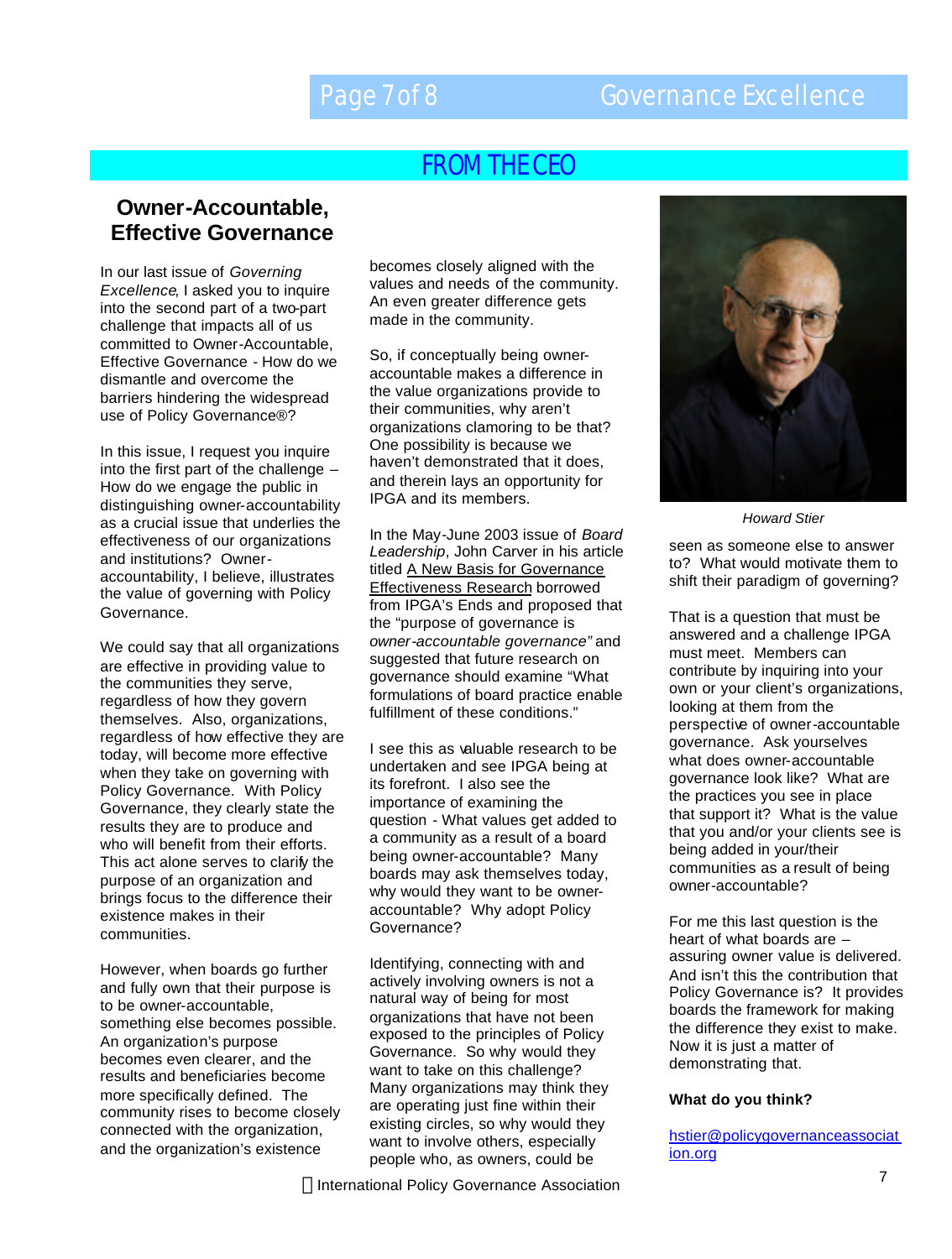## FROM THE CEO

### Owner-Accountable, Effective Governance

In our last issue of *Governing Excellence*, I asked you to inquire into the second part of a two-part challenge that impacts all of us committed to Owner-Accountable, Effective Governance - How do we dismantle and overcome the barriers hindering the widespread use of Policy Governance®?

In this issue, I request you inquire into the first part of the challenge – How do we engage the public in distinguishing owner-accountability as a crucial issue that underlies the effectiveness of our organizations and institutions? Owner-accountability, I believe, illustrates the value of governing with Policy Governance.

We could say that all organizations are effective in providing value to the communities they serve, regardless of how they govern themselves. Also, organizations, regardless of how effective they are today, will become more effective when they take on governing with Policy Governance. With Policy Governance, they clearly state the results they are to produce and who will benefit from their efforts. This act alone serves to clarify the purpose of an organization and brings focus to the difference their existence makes in their communities.

However, when boards go further and fully own that their purpose is to be owner-accountable, something else becomes possible. An organization's purpose becomes even clearer, and the results and beneficiaries become more specifically defined. The community rises to become closely connected with the organization, and the organization's existence becomes closely aligned with the values and needs of the community. An even greater difference gets made in the community.

So, if conceptually being owner-accountable makes a difference in the value organizations provide to their communities, why aren't organizations clamoring to be that? One possibility is because we haven't demonstrated that it does, and therein lays an opportunity for IPGA and its members.

In the May-June 2003 issue of *Board Leadership*, John Carver in his article titled A New Basis for Governance Effectiveness Research borrowed from IPGA's Ends and proposed that the "purpose of governance is *owner-accountable governance"* and suggested that future research on governance should examine "What formulations of board practice enable fulfillment of these conditions."

I see this as valuable research to be undertaken and see IPGA being at its forefront. I also see the importance of examining the question - What values get added to a community as a result of a board being owner-accountable? Many boards may ask themselves today, why would they want to be owner-accountable? Why adopt Policy Governance?

Identifying, connecting with and actively involving owners is not a natural way of being for most organizations that have not been exposed to the principles of Policy Governance. So why would they want to take on this challenge? Many organizations may think they are operating just fine within their existing circles, so why would they want to involve others, especially people who, as owners, could be seen as someone else to answer to? What would motivate them to shift their paradigm of governing?

*Howard Stier*

That is a question that must be answered and a challenge IPGA must meet. Members can contribute by inquiring into your own or your client's organizations, looking at them from the perspective of owner-accountable governance. Ask yourselves what does owner-accountable governance look like? What are the practices you see in place that support it? What is the value that you and/or your clients see is being added in your/their communities as a result of being owner-accountable?

For me this last question is the heart of what boards are – assuring owner value is delivered. And isn't this the contribution that Policy Governance is? It provides boards the framework for making the difference they exist to make. Now it is just a matter of demonstrating that.

**What do you think?**

hstier@policygovernanceassociation.org

© International Policy Governance Association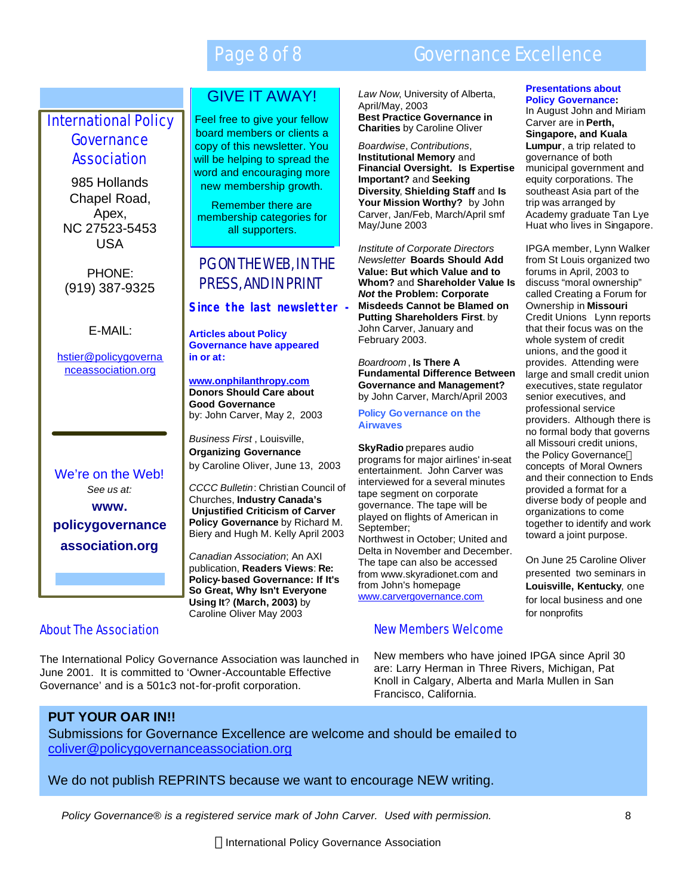## International Policy Governance Association

985 Hollands Chapel Road,
Apex,
NC 27523-5453
USA

PHONE:
(919) 387-9325

E-MAIL:

hstier@policygovernanceassociation.org

We're on the Web!

*See us at:*

**www.policygovernanceassociation.org**

## GIVE IT AWAY!

Feel free to give your fellow board members or clients a copy of this newsletter. You will be helping to spread the word and encouraging more new membership growth.

Remember there are membership categories for all supporters.

## PG ON THE WEB, IN THE PRESS, AND IN PRINT

**Since the last newsletter -**

**Articles about Policy Governance have appeared in or at:**

**www.onphilanthropy.com**
**Donors Should Care about Good Governance**
by: John Carver, May 2, 2003

*Business First*, Louisville, **Organizing Governance** by Caroline Oliver, June 13, 2003

*CCCC Bulletin*: Christian Council of Churches, **Industry Canada's Unjustified Criticism of Carver Policy Governance** by Richard M. Biery and Hugh M. Kelly April 2003

*Canadian Association*; An AXI publication, **Readers Views**: **Re: Policy-based Governance: If It's So Great, Why Isn't Everyone Using It**? **(March, 2003)** by Caroline Oliver May 2003

*Law Now*, University of Alberta, April/May, 2003
**Best Practice Governance in Charities** by Caroline Oliver

*Boardwise*, *Contributions*, **Institutional Memory** and **Financial Oversight. Is Expertise Important?** and **Seeking Diversity**, **Shielding Staff** and **Is Your Mission Worthy?** by John Carver, Jan/Feb, March/April smf May/June 2003

*Institute of Corporate Directors Newsletter* **Boards Should Add Value: But which Value and to Whom?** and **Shareholder Value Is *Not* the Problem: Corporate Misdeeds Cannot be Blamed on Putting Shareholders First**. by John Carver, January and February 2003.

*Boardroom*, **Is There A Fundamental Difference Between Governance and Management?** by John Carver, March/April 2003

**Policy Governance on the Airwaves**

**SkyRadio** prepares audio programs for major airlines' in-seat entertainment. John Carver was interviewed for a several minutes tape segment on corporate governance. The tape will be played on flights of American in September;
Northwest in October; United and Delta in November and December. The tape can also be accessed from www.skyradionet.com and from John's homepage www.carvergovernance.com

**Presentations about Policy Governance:**
In August John and Miriam Carver are in **Perth, Singapore, and Kuala Lumpur**, a trip related to governance of both municipal government and equity corporations. The southeast Asia part of the trip was arranged by Academy graduate Tan Lye Huat who lives in Singapore.

IPGA member, Lynn Walker from St Louis organized two forums in April, 2003 to discuss "moral ownership" called Creating a Forum for Ownership in **Missouri** Credit Unions Lynn reports that their focus was on the whole system of credit unions, and the good it provides. Attending were large and small credit union executives, state regulator senior executives, and professional service providers. Although there is no formal body that governs all Missouri credit unions, the Policy Governance concepts of Moral Owners and their connection to Ends provided a format for a diverse body of people and organizations to come together to identify and work toward a joint purpose.

On June 25 Caroline Oliver presented two seminars in **Louisville, Kentucky**, one for local business and one for nonprofits

## About The Association

The International Policy Governance Association was launched in June 2001. It is committed to 'Owner-Accountable Effective Governance' and is a 501c3 not-for-profit corporation.

## New Members Welcome

New members who have joined IPGA since April 30 are: Larry Herman in Three Rivers, Michigan, Pat Knoll in Calgary, Alberta and Marla Mullen in San Francisco, California.

**PUT YOUR OAR IN!!**
Submissions for Governance Excellence are welcome and should be emailed to colliver@policygovernanceassociation.org

We do not publish REPRINTS because we want to encourage NEW writing.

*Policy Governance® is a registered service mark of John Carver. Used with permission.*

© International Policy Governance Association